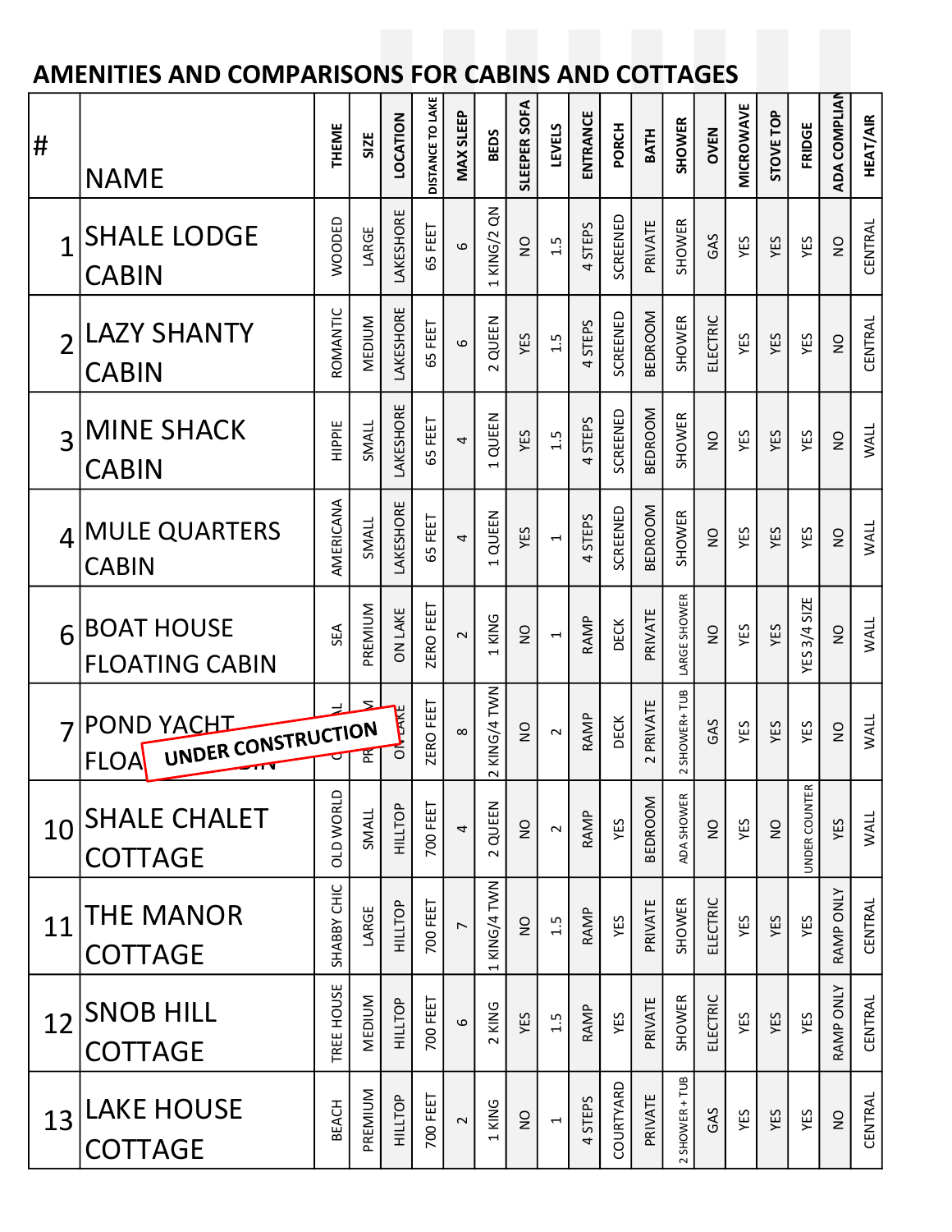## AMENITIES AND COMPARISONS FOR CABINS AND COTTAGES

| # | NAME | THEME | SIZE | LOCATION | DISTANCE TO LAKE | MAX SLEEP | BEDS | SLEEPER SOFA | LEVELS | ENTRANCE | PORCH | BATH | SHOWER | OVEN | MICROWAVE | STOVE TOP | FRIDGE | ADA COMPLIAN | HEAT/AIR |
|---|---|---|---|---|---|---|---|---|---|---|---|---|---|---|---|---|---|---|---|
| 1 | SHALE LODGE CABIN | WOODED | LARGE | LAKESHORE | 65 FEET | 6 | 1 KING/2 QN | NO | 1.5 | 4 STEPS | SCREENED | PRIVATE | SHOWER | GAS | YES | YES | YES | NO | CENTRAL |
| 2 | LAZY SHANTY CABIN | ROMANTIC | MEDIUM | LAKESHORE | 65 FEET | 6 | 2 QUEEN | YES | 1.5 | 4 STEPS | SCREENED | BEDROOM | SHOWER | ELECTRIC | YES | YES | YES | NO | CENTRAL |
| 3 | MINE SHACK CABIN | HIPPIE | SMALL | LAKESHORE | 65 FEET | 4 | 1 QUEEN | YES | 1.5 | 4 STEPS | SCREENED | BEDROOM | SHOWER | NO | YES | YES | YES | NO | WALL |
| 4 | MULE QUARTERS CABIN | AMERICANA | SMALL | LAKESHORE | 65 FEET | 4 | 1 QUEEN | YES | 1 | 4 STEPS | SCREENED | BEDROOM | SHOWER | NO | YES | YES | YES | NO | WALL |
| 6 | BOAT HOUSE FLOATING CABIN | SEA | PREMIUM | ON LAKE | ZERO FEET | 2 | 1 KING | NO | 1 | RAMP | DECK | PRIVATE | LARGE SHOWER | NO | YES | YES | YES 3/4 SIZE | NO | WALL |
| 7 | POND YACHT FLOATING CABIN (UNDER CONSTRUCTION) | NAUTICAL | PREMIUM | ON LAKE | ZERO FEET | 8 | 2 KING/4 TWN | NO | 2 | RAMP | DECK | 2 PRIVATE | 2 SHOWER+ TUB | GAS | YES | YES | YES | NO | WALL |
| 10 | SHALE CHALET COTTAGE | OLD WORLD | SMALL | HILLTOP | 700 FEET | 4 | 2 QUEEN | NO | 2 | RAMP | YES | BEDROOM | ADA SHOWER | NO | YES | NO | UNDER COUNTER | YES | WALL |
| 11 | THE MANOR COTTAGE | SHABBY CHIC | LARGE | HILLTOP | 700 FEET | 7 | 1 KING/4 TWN | NO | 1.5 | RAMP | YES | PRIVATE | SHOWER | ELECTRIC | YES | YES | YES | RAMP ONLY | CENTRAL |
| 12 | SNOB HILL COTTAGE | TREE HOUSE | MEDIUM | HILLTOP | 700 FEET | 6 | 2 KING | YES | 1.5 | RAMP | YES | PRIVATE | SHOWER | ELECTRIC | YES | YES | YES | RAMP ONLY | CENTRAL |
| 13 | LAKE HOUSE COTTAGE | BEACH | PREMIUM | HILLTOP | 700 FEET | 2 | 1 KING | NO | 1 | 4 STEPS | COURTYARD | PRIVATE | 2 SHOWER + TUB | GAS | YES | YES | YES | NO | CENTRAL |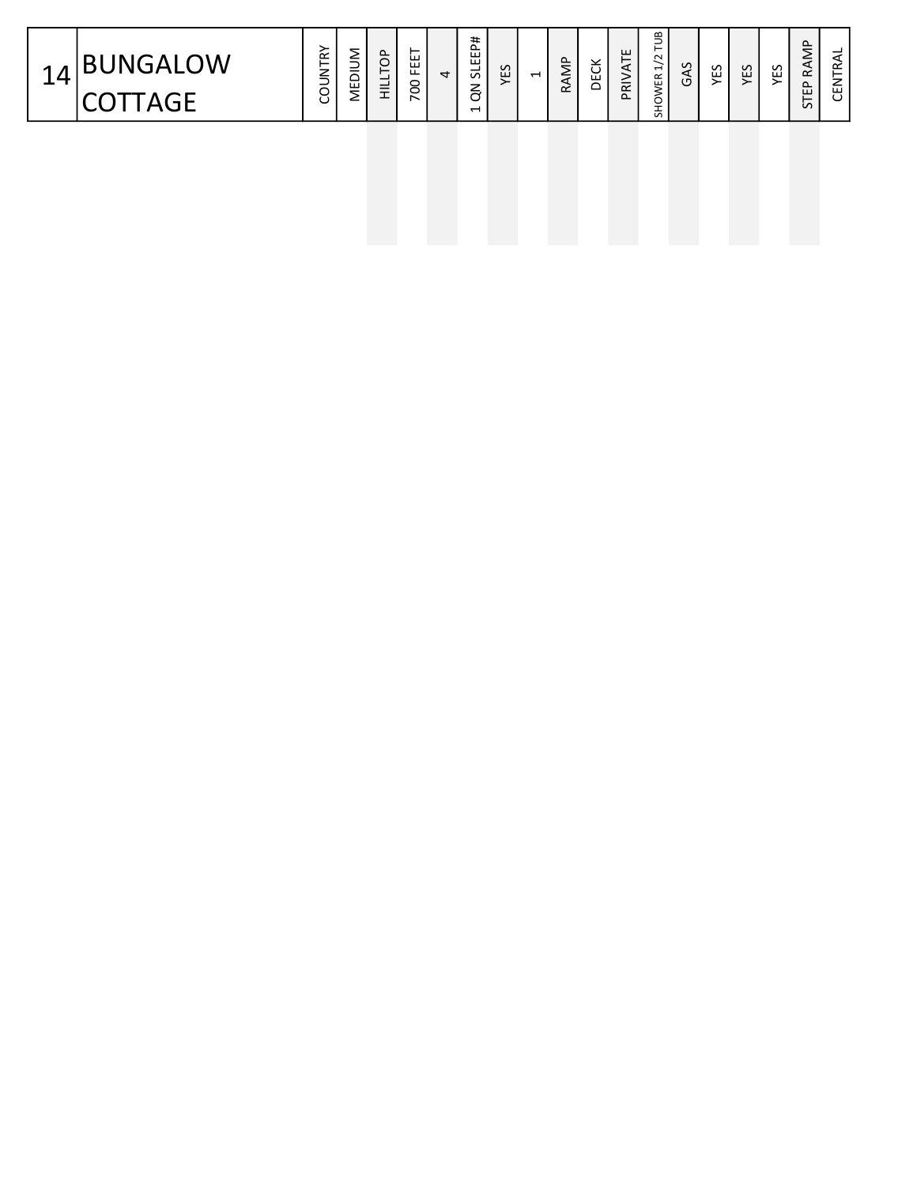| | | | | | | | | | | | | | | | | | | | |
|---|---|---|---|---|---|---|---|---|---|---|---|---|---|---|---|---|---|---|---|
| 14 | BUNGALOW COTTAGE | COUNTRY | MEDIUM | HILLTOP | 700 FEET | 4 | 1 QN SLEEP# | YES | 1 | RAMP | DECK | PRIVATE | SHOWER 1/2 TUB | GAS | YES | YES | YES | STEP RAMP | CENTRAL |